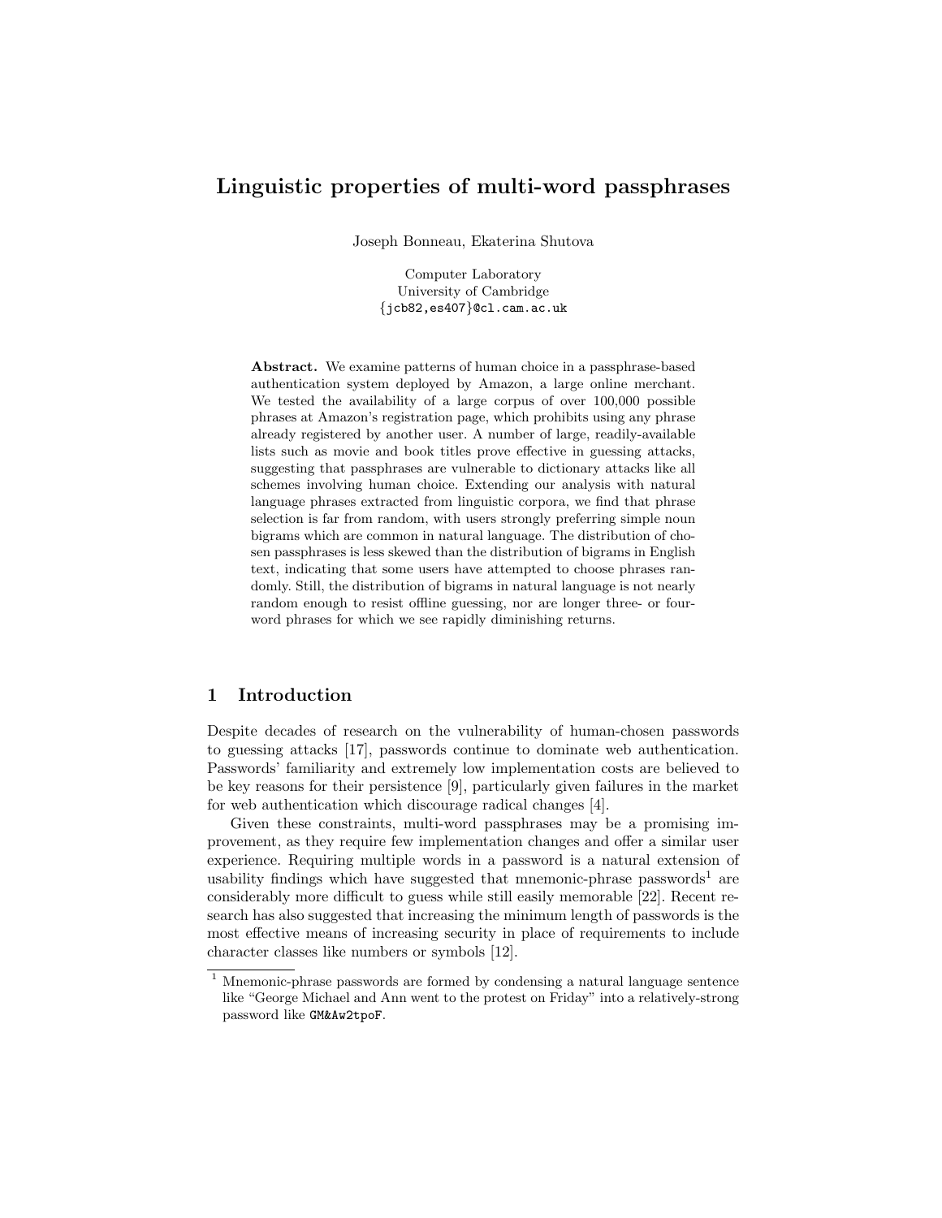# Linguistic properties of multi-word passphrases

Joseph Bonneau, Ekaterina Shutova

Computer Laboratory
University of Cambridge
{jcb82,es407}@cl.cam.ac.uk

**Abstract.** We examine patterns of human choice in a passphrase-based authentication system deployed by Amazon, a large online merchant. We tested the availability of a large corpus of over 100,000 possible phrases at Amazon's registration page, which prohibits using any phrase already registered by another user. A number of large, readily-available lists such as movie and book titles prove effective in guessing attacks, suggesting that passphrases are vulnerable to dictionary attacks like all schemes involving human choice. Extending our analysis with natural language phrases extracted from linguistic corpora, we find that phrase selection is far from random, with users strongly preferring simple noun bigrams which are common in natural language. The distribution of chosen passphrases is less skewed than the distribution of bigrams in English text, indicating that some users have attempted to choose phrases randomly. Still, the distribution of bigrams in natural language is not nearly random enough to resist offline guessing, nor are longer three- or four-word phrases for which we see rapidly diminishing returns.

## 1 Introduction

Despite decades of research on the vulnerability of human-chosen passwords to guessing attacks [17], passwords continue to dominate web authentication. Passwords' familiarity and extremely low implementation costs are believed to be key reasons for their persistence [9], particularly given failures in the market for web authentication which discourage radical changes [4].

Given these constraints, multi-word passphrases may be a promising improvement, as they require few implementation changes and offer a similar user experience. Requiring multiple words in a password is a natural extension of usability findings which have suggested that mnemonic-phrase passwords[1] are considerably more difficult to guess while still easily memorable [22]. Recent research has also suggested that increasing the minimum length of passwords is the most effective means of increasing security in place of requirements to include character classes like numbers or symbols [12].

[1] Mnemonic-phrase passwords are formed by condensing a natural language sentence like "George Michael and Ann went to the protest on Friday" into a relatively-strong password like `GM&Aw2tpoF`.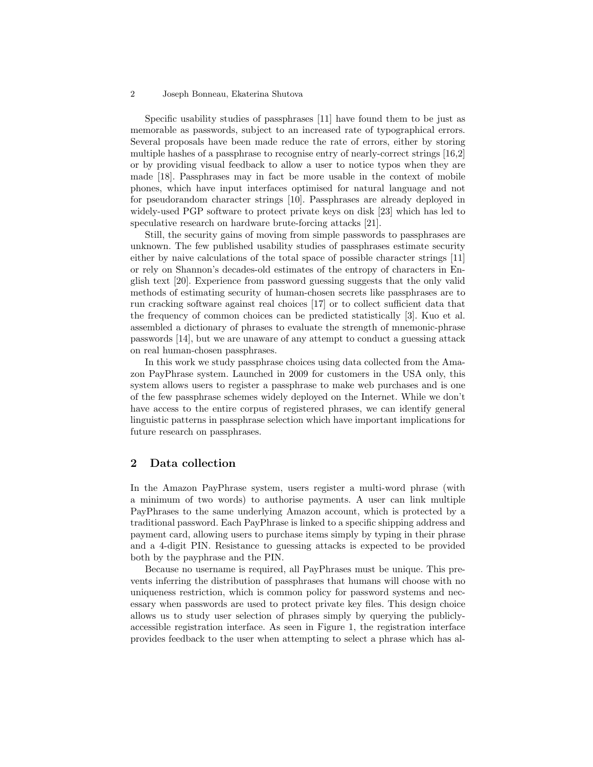Specific usability studies of passphrases [11] have found them to be just as memorable as passwords, subject to an increased rate of typographical errors. Several proposals have been made reduce the rate of errors, either by storing multiple hashes of a passphrase to recognise entry of nearly-correct strings [16,2] or by providing visual feedback to allow a user to notice typos when they are made [18]. Passphrases may in fact be more usable in the context of mobile phones, which have input interfaces optimised for natural language and not for pseudorandom character strings [10]. Passphrases are already deployed in widely-used PGP software to protect private keys on disk [23] which has led to speculative research on hardware brute-forcing attacks [21].

Still, the security gains of moving from simple passwords to passphrases are unknown. The few published usability studies of passphrases estimate security either by naive calculations of the total space of possible character strings [11] or rely on Shannon's decades-old estimates of the entropy of characters in English text [20]. Experience from password guessing suggests that the only valid methods of estimating security of human-chosen secrets like passphrases are to run cracking software against real choices [17] or to collect sufficient data that the frequency of common choices can be predicted statistically [3]. Kuo et al. assembled a dictionary of phrases to evaluate the strength of mnemonic-phrase passwords [14], but we are unaware of any attempt to conduct a guessing attack on real human-chosen passphrases.

In this work we study passphrase choices using data collected from the Amazon PayPhrase system. Launched in 2009 for customers in the USA only, this system allows users to register a passphrase to make web purchases and is one of the few passphrase schemes widely deployed on the Internet. While we don't have access to the entire corpus of registered phrases, we can identify general linguistic patterns in passphrase selection which have important implications for future research on passphrases.

## 2 Data collection

In the Amazon PayPhrase system, users register a multi-word phrase (with a minimum of two words) to authorise payments. A user can link multiple PayPhrases to the same underlying Amazon account, which is protected by a traditional password. Each PayPhrase is linked to a specific shipping address and payment card, allowing users to purchase items simply by typing in their phrase and a 4-digit PIN. Resistance to guessing attacks is expected to be provided both by the payphrase and the PIN.

Because no username is required, all PayPhrases must be unique. This prevents inferring the distribution of passphrases that humans will choose with no uniqueness restriction, which is common policy for password systems and necessary when passwords are used to protect private key files. This design choice allows us to study user selection of phrases simply by querying the publicly-accessible registration interface. As seen in Figure 1, the registration interface provides feedback to the user when attempting to select a phrase which has al-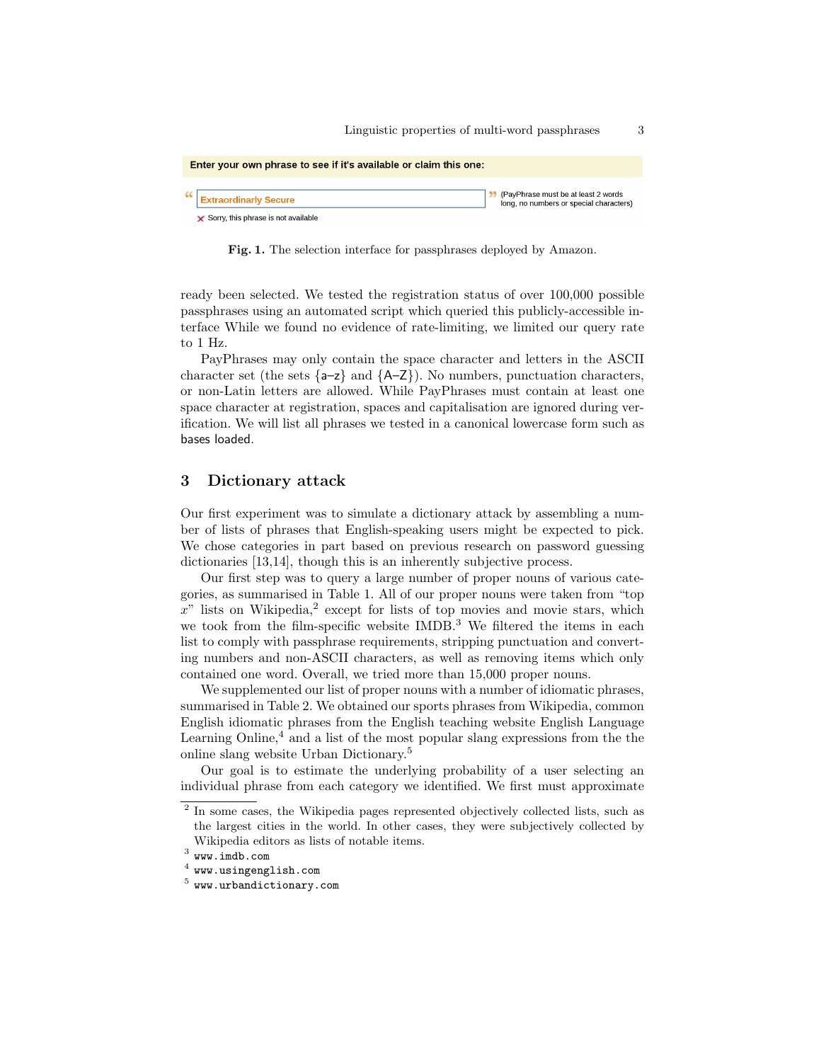Enter your own phrase to see if it's available or claim this one:

" Extraordinarly Secure " (PayPhrase must be at least 2 words long, no numbers or special characters)

✗ Sorry, this phrase is not available

**Fig. 1.** The selection interface for passphrases deployed by Amazon.

ready been selected. We tested the registration status of over 100,000 possible passphrases using an automated script which queried this publicly-accessible interface While we found no evidence of rate-limiting, we limited our query rate to 1 Hz.

PayPhrases may only contain the space character and letters in the ASCII character set (the sets {a–z} and {A–Z}). No numbers, punctuation characters, or non-Latin letters are allowed. While PayPhrases must contain at least one space character at registration, spaces and capitalisation are ignored during verification. We will list all phrases we tested in a canonical lowercase form such as bases loaded.

## 3 Dictionary attack

Our first experiment was to simulate a dictionary attack by assembling a number of lists of phrases that English-speaking users might be expected to pick. We chose categories in part based on previous research on password guessing dictionaries [13,14], though this is an inherently subjective process.

Our first step was to query a large number of proper nouns of various categories, as summarised in Table 1. All of our proper nouns were taken from "top $x$" lists on Wikipedia,[2] except for lists of top movies and movie stars, which we took from the film-specific website IMDB.[3] We filtered the items in each list to comply with passphrase requirements, stripping punctuation and converting numbers and non-ASCII characters, as well as removing items which only contained one word. Overall, we tried more than 15,000 proper nouns.

We supplemented our list of proper nouns with a number of idiomatic phrases, summarised in Table 2. We obtained our sports phrases from Wikipedia, common English idiomatic phrases from the English teaching website English Language Learning Online,[4] and a list of the most popular slang expressions from the the online slang website Urban Dictionary.[5]

Our goal is to estimate the underlying probability of a user selecting an individual phrase from each category we identified. We first must approximate

---

[2] In some cases, the Wikipedia pages represented objectively collected lists, such as the largest cities in the world. In other cases, they were subjectively collected by Wikipedia editors as lists of notable items.

[3] `www.imdb.com`

[4] `www.usingenglish.com`

[5] `www.urbandictionary.com`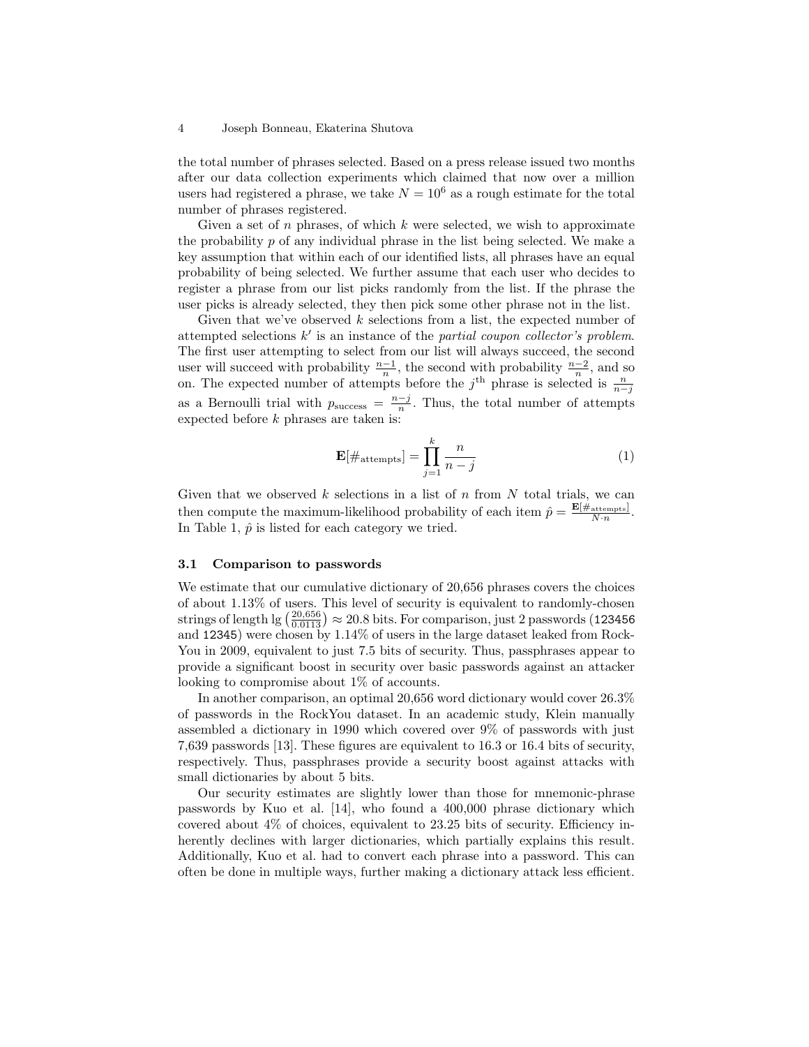the total number of phrases selected. Based on a press release issued two months after our data collection experiments which claimed that now over a million users had registered a phrase, we take $N = 10^6$ as a rough estimate for the total number of phrases registered.

Given a set of $n$ phrases, of which $k$ were selected, we wish to approximate the probability $p$ of any individual phrase in the list being selected. We make a key assumption that within each of our identified lists, all phrases have an equal probability of being selected. We further assume that each user who decides to register a phrase from our list picks randomly from the list. If the phrase the user picks is already selected, they then pick some other phrase not in the list.

Given that we've observed $k$ selections from a list, the expected number of attempted selections $k'$ is an instance of the *partial coupon collector's problem*. The first user attempting to select from our list will always succeed, the second user will succeed with probability $\frac{n-1}{n}$, the second with probability $\frac{n-2}{n}$, and so on. The expected number of attempts before the $j^{\text{th}}$ phrase is selected is $\frac{n}{n-j}$ as a Bernoulli trial with $p_{\text{success}} = \frac{n-j}{n}$. Thus, the total number of attempts expected before $k$ phrases are taken is:

$$\mathbf{E}[\#_{\text{attempts}}] = \prod_{j=1}^{k} \frac{n}{n-j} \tag{1}$$

Given that we observed $k$ selections in a list of $n$ from $N$ total trials, we can then compute the maximum-likelihood probability of each item $\hat{p} = \frac{\mathbf{E}[\#_{\text{attempts}}]}{N \cdot n}$. In Table 1, $\hat{p}$ is listed for each category we tried.

### 3.1 Comparison to passwords

We estimate that our cumulative dictionary of 20,656 phrases covers the choices of about 1.13% of users. This level of security is equivalent to randomly-chosen strings of length $\lg\left(\frac{20{,}656}{0.0113}\right) \approx 20.8$ bits. For comparison, just 2 passwords (`123456` and `12345`) were chosen by 1.14% of users in the large dataset leaked from RockYou in 2009, equivalent to just 7.5 bits of security. Thus, passphrases appear to provide a significant boost in security over basic passwords against an attacker looking to compromise about 1% of accounts.

In another comparison, an optimal 20,656 word dictionary would cover 26.3% of passwords in the RockYou dataset. In an academic study, Klein manually assembled a dictionary in 1990 which covered over 9% of passwords with just 7,639 passwords [13]. These figures are equivalent to 16.3 or 16.4 bits of security, respectively. Thus, passphrases provide a security boost against attacks with small dictionaries by about 5 bits.

Our security estimates are slightly lower than those for mnemonic-phrase passwords by Kuo et al. [14], who found a 400,000 phrase dictionary which covered about 4% of choices, equivalent to 23.25 bits of security. Efficiency inherently declines with larger dictionaries, which partially explains this result. Additionally, Kuo et al. had to convert each phrase into a password. This can often be done in multiple ways, further making a dictionary attack less efficient.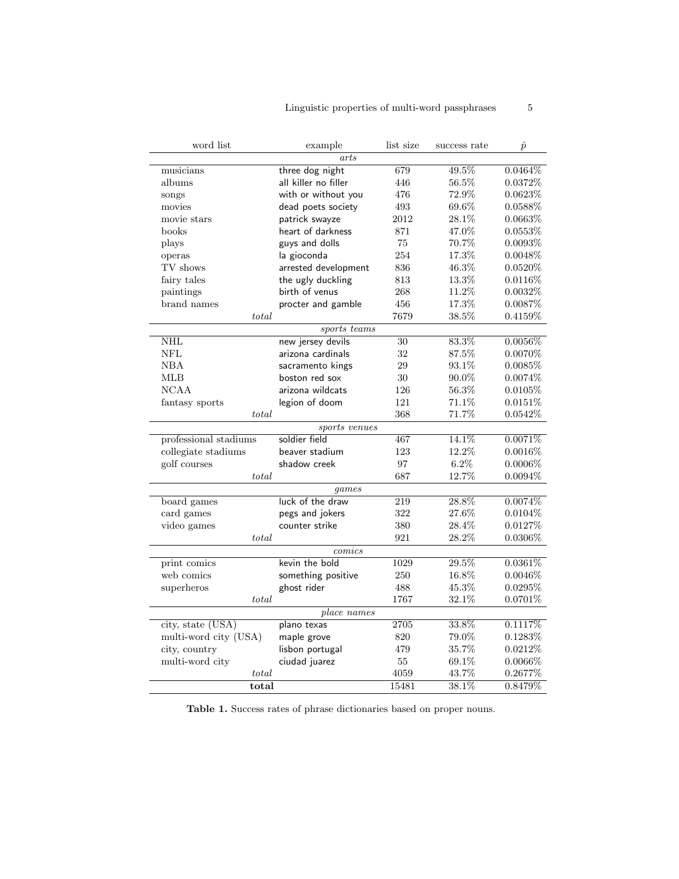| word list | example | list size | success rate | $\hat{p}$ |
|---|---|---|---|---|
| | *arts* | | | |
| musicians | three dog night | 679 | 49.5% | 0.0464% |
| albums | all killer no filler | 446 | 56.5% | 0.0372% |
| songs | with or without you | 476 | 72.9% | 0.0623% |
| movies | dead poets society | 493 | 69.6% | 0.0588% |
| movie stars | patrick swayze | 2012 | 28.1% | 0.0663% |
| books | heart of darkness | 871 | 47.0% | 0.0553% |
| plays | guys and dolls | 75 | 70.7% | 0.0093% |
| operas | la gioconda | 254 | 17.3% | 0.0048% |
| TV shows | arrested development | 836 | 46.3% | 0.0520% |
| fairy tales | the ugly duckling | 813 | 13.3% | 0.0116% |
| paintings | birth of venus | 268 | 11.2% | 0.0032% |
| brand names | procter and gamble | 456 | 17.3% | 0.0087% |
| *total* | | 7679 | 38.5% | 0.4159% |
| | *sports teams* | | | |
| NHL | new jersey devils | 30 | 83.3% | 0.0056% |
| NFL | arizona cardinals | 32 | 87.5% | 0.0070% |
| NBA | sacramento kings | 29 | 93.1% | 0.0085% |
| MLB | boston red sox | 30 | 90.0% | 0.0074% |
| NCAA | arizona wildcats | 126 | 56.3% | 0.0105% |
| fantasy sports | legion of doom | 121 | 71.1% | 0.0151% |
| *total* | | 368 | 71.7% | 0.0542% |
| | *sports venues* | | | |
| professional stadiums | soldier field | 467 | 14.1% | 0.0071% |
| collegiate stadiums | beaver stadium | 123 | 12.2% | 0.0016% |
| golf courses | shadow creek | 97 | 6.2% | 0.0006% |
| *total* | | 687 | 12.7% | 0.0094% |
| | *games* | | | |
| board games | luck of the draw | 219 | 28.8% | 0.0074% |
| card games | pegs and jokers | 322 | 27.6% | 0.0104% |
| video games | counter strike | 380 | 28.4% | 0.0127% |
| *total* | | 921 | 28.2% | 0.0306% |
| | *comics* | | | |
| print comics | kevin the bold | 1029 | 29.5% | 0.0361% |
| web comics | something positive | 250 | 16.8% | 0.0046% |
| superheros | ghost rider | 488 | 45.3% | 0.0295% |
| *total* | | 1767 | 32.1% | 0.0701% |
| | *place names* | | | |
| city, state (USA) | plano texas | 2705 | 33.8% | 0.1117% |
| multi-word city (USA) | maple grove | 820 | 79.0% | 0.1283% |
| city, country | lisbon portugal | 479 | 35.7% | 0.0212% |
| multi-word city | ciudad juarez | 55 | 69.1% | 0.0066% |
| *total* | | 4059 | 43.7% | 0.2677% |
| **total** | | 15481 | 38.1% | 0.8479% |

**Table 1.** Success rates of phrase dictionaries based on proper nouns.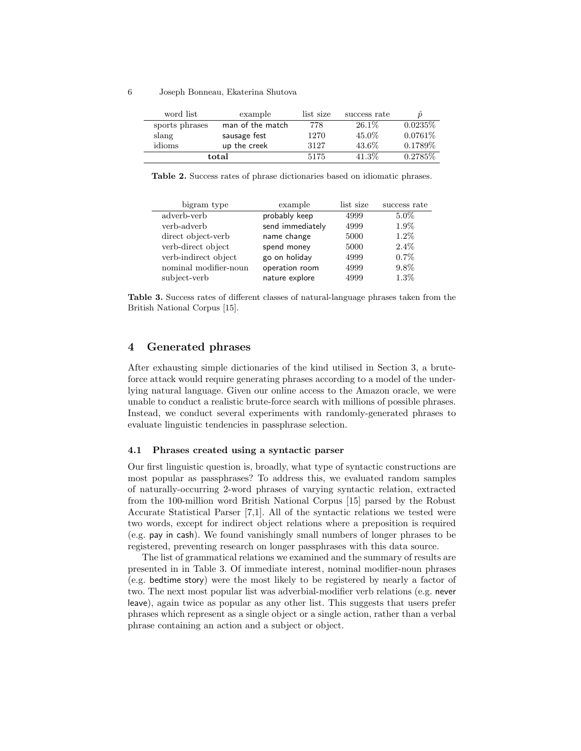| word list | example | list size | success rate | $\hat{p}$ |
|---|---|---|---|---|
| sports phrases | man of the match | 778 | 26.1% | 0.0235% |
| slang | sausage fest | 1270 | 45.0% | 0.0761% |
| idioms | up the creek | 3127 | 43.6% | 0.1789% |
| **total** | | 5175 | 41.3% | 0.2785% |

**Table 2.** Success rates of phrase dictionaries based on idiomatic phrases.

| bigram type | example | list size | success rate |
|---|---|---|---|
| adverb-verb | probably keep | 4999 | 5.0% |
| verb-adverb | send immediately | 4999 | 1.9% |
| direct object-verb | name change | 5000 | 1.2% |
| verb-direct object | spend money | 5000 | 2.4% |
| verb-indirect object | go on holiday | 4999 | 0.7% |
| nominal modifier-noun | operation room | 4999 | 9.8% |
| subject-verb | nature explore | 4999 | 1.3% |

**Table 3.** Success rates of different classes of natural-language phrases taken from the British National Corpus [15].

## 4 Generated phrases

After exhausting simple dictionaries of the kind utilised in Section 3, a brute-force attack would require generating phrases according to a model of the underlying natural language. Given our online access to the Amazon oracle, we were unable to conduct a realistic brute-force search with millions of possible phrases. Instead, we conduct several experiments with randomly-generated phrases to evaluate linguistic tendencies in passphrase selection.

### 4.1 Phrases created using a syntactic parser

Our first linguistic question is, broadly, what type of syntactic constructions are most popular as passphrases? To address this, we evaluated random samples of naturally-occurring 2-word phrases of varying syntactic relation, extracted from the 100-million word British National Corpus [15] parsed by the Robust Accurate Statistical Parser [7,1]. All of the syntactic relations we tested were two words, except for indirect object relations where a preposition is required (e.g. pay in cash). We found vanishingly small numbers of longer phrases to be registered, preventing research on longer passphrases with this data source.

The list of grammatical relations we examined and the summary of results are presented in in Table 3. Of immediate interest, nominal modifier-noun phrases (e.g. bedtime story) were the most likely to be registered by nearly a factor of two. The next most popular list was adverbial-modifier verb relations (e.g. never leave), again twice as popular as any other list. This suggests that users prefer phrases which represent as a single object or a single action, rather than a verbal phrase containing an action and a subject or object.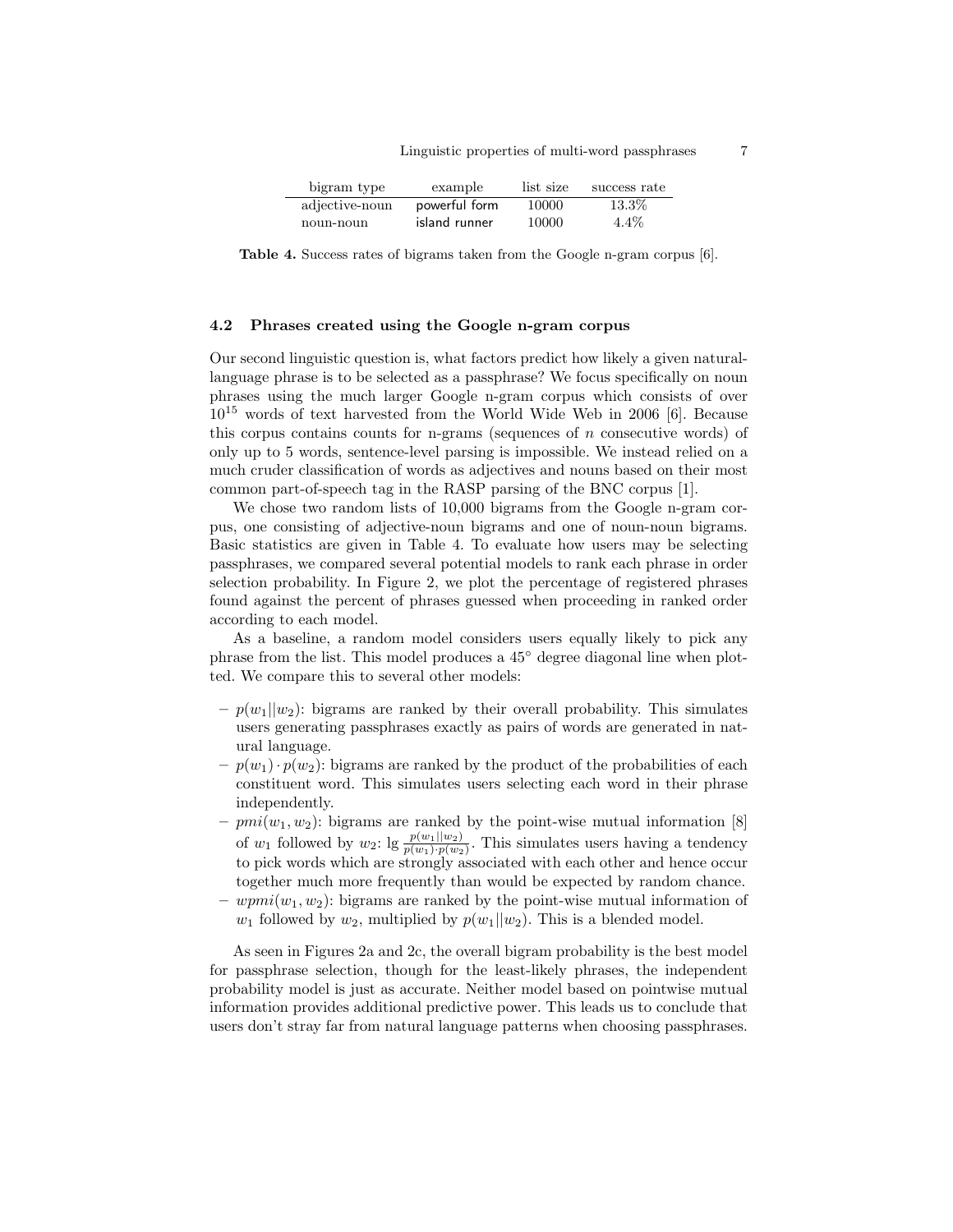| bigram type | example | list size | success rate |
|---|---|---|---|
| adjective-noun | powerful form | 10000 | 13.3% |
| noun-noun | island runner | 10000 | 4.4% |

**Table 4.** Success rates of bigrams taken from the Google n-gram corpus [6].

### 4.2 Phrases created using the Google n-gram corpus

Our second linguistic question is, what factors predict how likely a given natural-language phrase is to be selected as a passphrase? We focus specifically on noun phrases using the much larger Google n-gram corpus which consists of over $10^{15}$ words of text harvested from the World Wide Web in 2006 [6]. Because this corpus contains counts for n-grams (sequences of $n$ consecutive words) of only up to 5 words, sentence-level parsing is impossible. We instead relied on a much cruder classification of words as adjectives and nouns based on their most common part-of-speech tag in the RASP parsing of the BNC corpus [1].

We chose two random lists of 10,000 bigrams from the Google n-gram corpus, one consisting of adjective-noun bigrams and one of noun-noun bigrams. Basic statistics are given in Table 4. To evaluate how users may be selecting passphrases, we compared several potential models to rank each phrase in order selection probability. In Figure 2, we plot the percentage of registered phrases found against the percent of phrases guessed when proceeding in ranked order according to each model.

As a baseline, a random model considers users equally likely to pick any phrase from the list. This model produces a 45° degree diagonal line when plotted. We compare this to several other models:

- $p(w_1||w_2)$: bigrams are ranked by their overall probability. This simulates users generating passphrases exactly as pairs of words are generated in natural language.
- $p(w_1) \cdot p(w_2)$: bigrams are ranked by the product of the probabilities of each constituent word. This simulates users selecting each word in their phrase independently.
- $pmi(w_1, w_2)$: bigrams are ranked by the point-wise mutual information [8] of $w_1$ followed by $w_2$: $\lg \frac{p(w_1||w_2)}{p(w_1) \cdot p(w_2)}$. This simulates users having a tendency to pick words which are strongly associated with each other and hence occur together much more frequently than would be expected by random chance.
- $wpmi(w_1, w_2)$: bigrams are ranked by the point-wise mutual information of $w_1$ followed by $w_2$, multiplied by $p(w_1||w_2)$. This is a blended model.

As seen in Figures 2a and 2c, the overall bigram probability is the best model for passphrase selection, though for the least-likely phrases, the independent probability model is just as accurate. Neither model based on pointwise mutual information provides additional predictive power. This leads us to conclude that users don't stray far from natural language patterns when choosing passphrases.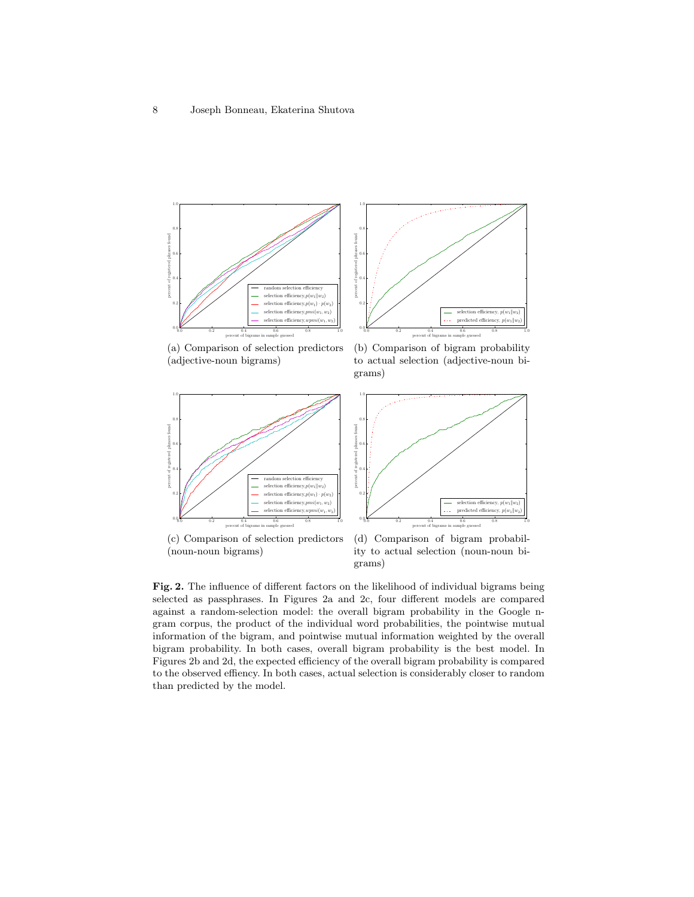(a) Comparison of selection predictors (adjective-noun bigrams)

(b) Comparison of bigram probability to actual selection (adjective-noun bigrams)

(c) Comparison of selection predictors (noun-noun bigrams)

(d) Comparison of bigram probability to actual selection (noun-noun bigrams)

**Fig. 2.** The influence of different factors on the likelihood of individual bigrams being selected as passphrases. In Figures 2a and 2c, four different models are compared against a random-selection model: the overall bigram probability in the Google n-gram corpus, the product of the individual word probabilities, the pointwise mutual information of the bigram, and pointwise mutual information weighted by the overall bigram probability. In both cases, overall bigram probability is the best model. In Figures 2b and 2d, the expected efficiency of the overall bigram probability is compared to the observed effiency. In both cases, actual selection is considerably closer to random than predicted by the model.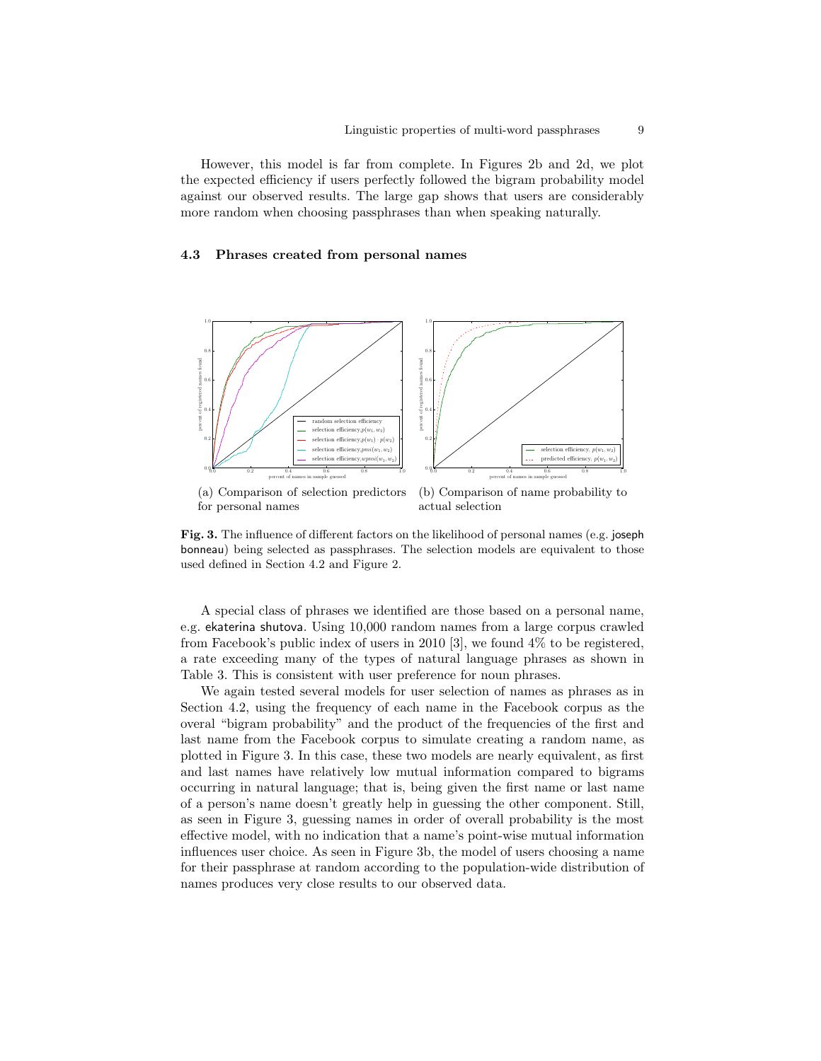However, this model is far from complete. In Figures 2b and 2d, we plot the expected efficiency if users perfectly followed the bigram probability model against our observed results. The large gap shows that users are considerably more random when choosing passphrases than when speaking naturally.

### 4.3 Phrases created from personal names

(a) Comparison of selection predictors for personal names

(b) Comparison of name probability to actual selection

**Fig. 3.** The influence of different factors on the likelihood of personal names (e.g. joseph bonneau) being selected as passphrases. The selection models are equivalent to those used defined in Section 4.2 and Figure 2.

A special class of phrases we identified are those based on a personal name, e.g. ekaterina shutova. Using 10,000 random names from a large corpus crawled from Facebook's public index of users in 2010 [3], we found 4% to be registered, a rate exceeding many of the types of natural language phrases as shown in Table 3. This is consistent with user preference for noun phrases.

We again tested several models for user selection of names as phrases as in Section 4.2, using the frequency of each name in the Facebook corpus as the overal "bigram probability" and the product of the frequencies of the first and last name from the Facebook corpus to simulate creating a random name, as plotted in Figure 3. In this case, these two models are nearly equivalent, as first and last names have relatively low mutual information compared to bigrams occurring in natural language; that is, being given the first name or last name of a person's name doesn't greatly help in guessing the other component. Still, as seen in Figure 3, guessing names in order of overall probability is the most effective model, with no indication that a name's point-wise mutual information influences user choice. As seen in Figure 3b, the model of users choosing a name for their passphrase at random according to the population-wide distribution of names produces very close results to our observed data.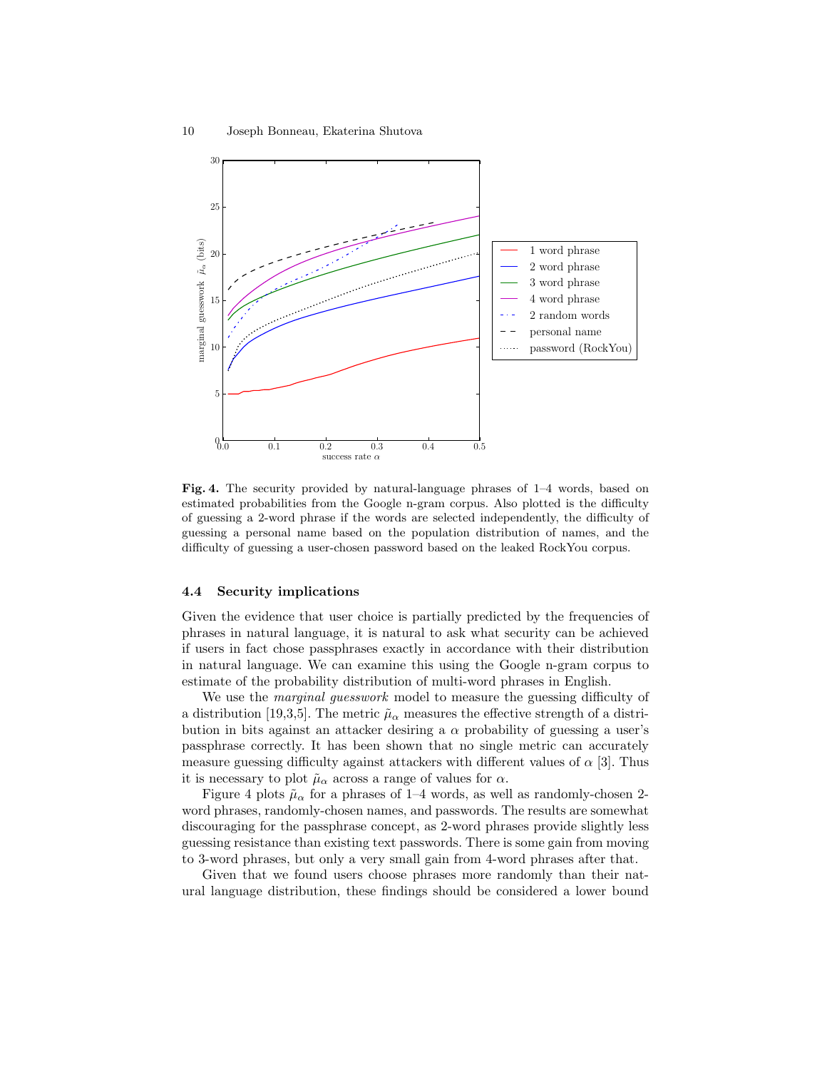**Fig. 4.** The security provided by natural-language phrases of 1–4 words, based on estimated probabilities from the Google n-gram corpus. Also plotted is the difficulty of guessing a 2-word phrase if the words are selected independently, the difficulty of guessing a personal name based on the population distribution of names, and the difficulty of guessing a user-chosen password based on the leaked RockYou corpus.

### 4.4 Security implications

Given the evidence that user choice is partially predicted by the frequencies of phrases in natural language, it is natural to ask what security can be achieved if users in fact chose passphrases exactly in accordance with their distribution in natural language. We can examine this using the Google n-gram corpus to estimate of the probability distribution of multi-word phrases in English.

We use the *marginal guesswork* model to measure the guessing difficulty of a distribution [19,3,5]. The metric $\tilde{\mu}_\alpha$ measures the effective strength of a distribution in bits against an attacker desiring a $\alpha$ probability of guessing a user's passphrase correctly. It has been shown that no single metric can accurately measure guessing difficulty against attackers with different values of $\alpha$ [3]. Thus it is necessary to plot $\tilde{\mu}_\alpha$ across a range of values for $\alpha$.

Figure 4 plots $\tilde{\mu}_\alpha$ for a phrases of 1–4 words, as well as randomly-chosen 2-word phrases, randomly-chosen names, and passwords. The results are somewhat discouraging for the passphrase concept, as 2-word phrases provide slightly less guessing resistance than existing text passwords. There is some gain from moving to 3-word phrases, but only a very small gain from 4-word phrases after that.

Given that we found users choose phrases more randomly than their natural language distribution, these findings should be considered a lower bound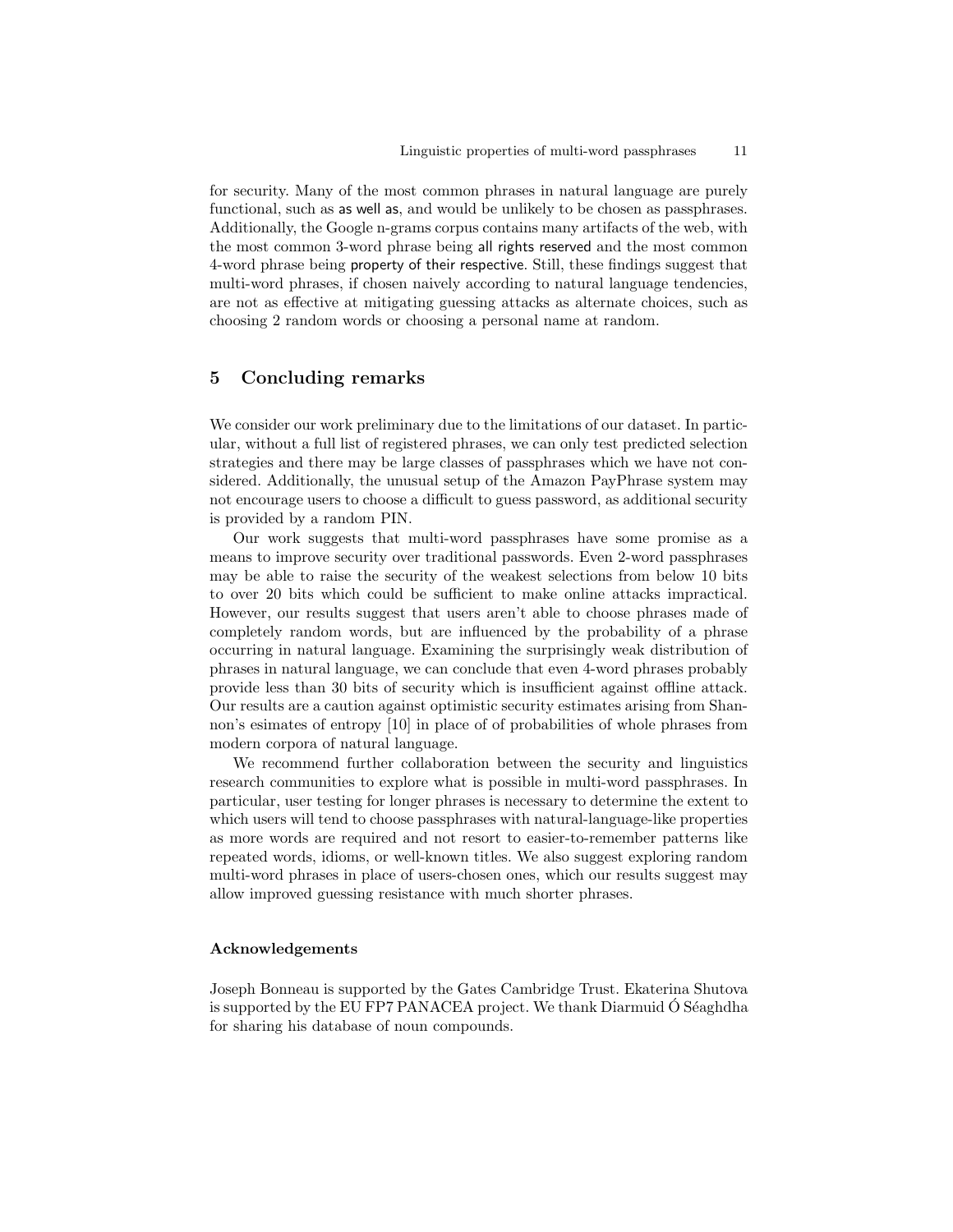for security. Many of the most common phrases in natural language are purely functional, such as as well as, and would be unlikely to be chosen as passphrases. Additionally, the Google n-grams corpus contains many artifacts of the web, with the most common 3-word phrase being all rights reserved and the most common 4-word phrase being property of their respective. Still, these findings suggest that multi-word phrases, if chosen naively according to natural language tendencies, are not as effective at mitigating guessing attacks as alternate choices, such as choosing 2 random words or choosing a personal name at random.

## 5 Concluding remarks

We consider our work preliminary due to the limitations of our dataset. In particular, without a full list of registered phrases, we can only test predicted selection strategies and there may be large classes of passphrases which we have not considered. Additionally, the unusual setup of the Amazon PayPhrase system may not encourage users to choose a difficult to guess password, as additional security is provided by a random PIN.

Our work suggests that multi-word passphrases have some promise as a means to improve security over traditional passwords. Even 2-word passphrases may be able to raise the security of the weakest selections from below 10 bits to over 20 bits which could be sufficient to make online attacks impractical. However, our results suggest that users aren't able to choose phrases made of completely random words, but are influenced by the probability of a phrase occurring in natural language. Examining the surprisingly weak distribution of phrases in natural language, we can conclude that even 4-word phrases probably provide less than 30 bits of security which is insufficient against offline attack. Our results are a caution against optimistic security estimates arising from Shannon's esimates of entropy [10] in place of of probabilities of whole phrases from modern corpora of natural language.

We recommend further collaboration between the security and linguistics research communities to explore what is possible in multi-word passphrases. In particular, user testing for longer phrases is necessary to determine the extent to which users will tend to choose passphrases with natural-language-like properties as more words are required and not resort to easier-to-remember patterns like repeated words, idioms, or well-known titles. We also suggest exploring random multi-word phrases in place of users-chosen ones, which our results suggest may allow improved guessing resistance with much shorter phrases.

### Acknowledgements

Joseph Bonneau is supported by the Gates Cambridge Trust. Ekaterina Shutova is supported by the EU FP7 PANACEA project. We thank Diarmuid Ó Séaghdha for sharing his database of noun compounds.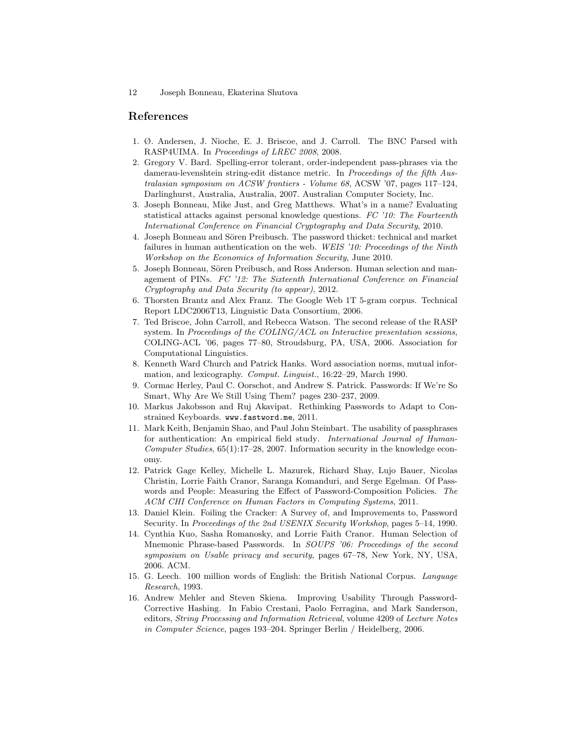## References

1. Ø. Andersen, J. Nioche, E. J. Briscoe, and J. Carroll. The BNC Parsed with RASP4UIMA. In *Proceedings of LREC 2008*, 2008.
2. Gregory V. Bard. Spelling-error tolerant, order-independent pass-phrases via the damerau-levenshtein string-edit distance metric. In *Proceedings of the fifth Australasian symposium on ACSW frontiers - Volume 68*, ACSW '07, pages 117–124, Darlinghurst, Australia, Australia, 2007. Australian Computer Society, Inc.
3. Joseph Bonneau, Mike Just, and Greg Matthews. What's in a name? Evaluating statistical attacks against personal knowledge questions. *FC '10: The Fourteenth International Conference on Financial Cryptography and Data Security*, 2010.
4. Joseph Bonneau and Sören Preibusch. The password thicket: technical and market failures in human authentication on the web. *WEIS '10: Proceedings of the Ninth Workshop on the Economics of Information Security*, June 2010.
5. Joseph Bonneau, Sören Preibusch, and Ross Anderson. Human selection and management of PINs. *FC '12: The Sixteenth International Conference on Financial Cryptography and Data Security (to appear)*, 2012.
6. Thorsten Brantz and Alex Franz. The Google Web 1T 5-gram corpus. Technical Report LDC2006T13, Linguistic Data Consortium, 2006.
7. Ted Briscoe, John Carroll, and Rebecca Watson. The second release of the RASP system. In *Proceedings of the COLING/ACL on Interactive presentation sessions*, COLING-ACL '06, pages 77–80, Stroudsburg, PA, USA, 2006. Association for Computational Linguistics.
8. Kenneth Ward Church and Patrick Hanks. Word association norms, mutual information, and lexicography. *Comput. Linguist.*, 16:22–29, March 1990.
9. Cormac Herley, Paul C. Oorschot, and Andrew S. Patrick. Passwords: If We're So Smart, Why Are We Still Using Them? pages 230–237, 2009.
10. Markus Jakobsson and Ruj Akavipat. Rethinking Passwords to Adapt to Constrained Keyboards. `www.fastword.me`, 2011.
11. Mark Keith, Benjamin Shao, and Paul John Steinbart. The usability of passphrases for authentication: An empirical field study. *International Journal of Human-Computer Studies*, 65(1):17–28, 2007. Information security in the knowledge economy.
12. Patrick Gage Kelley, Michelle L. Mazurek, Richard Shay, Lujo Bauer, Nicolas Christin, Lorrie Faith Cranor, Saranga Komanduri, and Serge Egelman. Of Passwords and People: Measuring the Effect of Password-Composition Policies. *The ACM CHI Conference on Human Factors in Computing Systems*, 2011.
13. Daniel Klein. Foiling the Cracker: A Survey of, and Improvements to, Password Security. In *Proceedings of the 2nd USENIX Security Workshop*, pages 5–14, 1990.
14. Cynthia Kuo, Sasha Romanosky, and Lorrie Faith Cranor. Human Selection of Mnemonic Phrase-based Passwords. In *SOUPS '06: Proceedings of the second symposium on Usable privacy and security*, pages 67–78, New York, NY, USA, 2006. ACM.
15. G. Leech. 100 million words of English: the British National Corpus. *Language Research*, 1993.
16. Andrew Mehler and Steven Skiena. Improving Usability Through Password-Corrective Hashing. In Fabio Crestani, Paolo Ferragina, and Mark Sanderson, editors, *String Processing and Information Retrieval*, volume 4209 of *Lecture Notes in Computer Science*, pages 193–204. Springer Berlin / Heidelberg, 2006.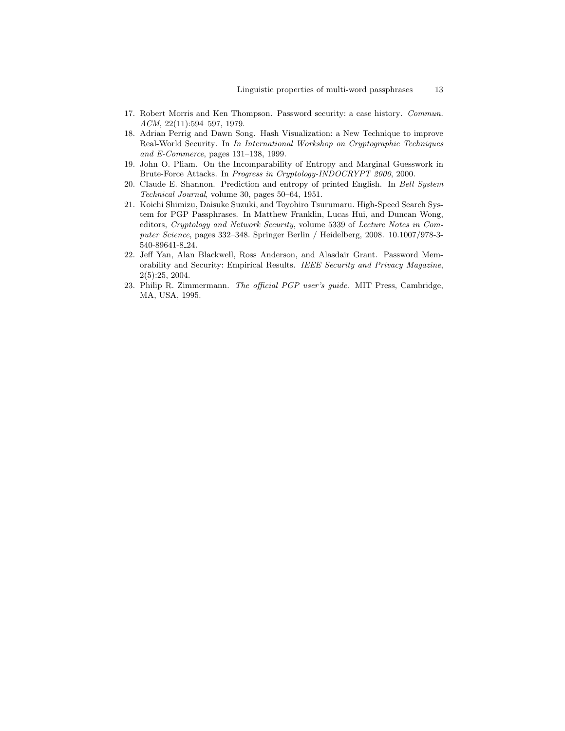17. Robert Morris and Ken Thompson. Password security: a case history. *Commun. ACM*, 22(11):594–597, 1979.
18. Adrian Perrig and Dawn Song. Hash Visualization: a New Technique to improve Real-World Security. In *In International Workshop on Cryptographic Techniques and E-Commerce*, pages 131–138, 1999.
19. John O. Pliam. On the Incomparability of Entropy and Marginal Guesswork in Brute-Force Attacks. In *Progress in Cryptology-INDOCRYPT 2000*, 2000.
20. Claude E. Shannon. Prediction and entropy of printed English. In *Bell System Technical Journal*, volume 30, pages 50–64, 1951.
21. Koichi Shimizu, Daisuke Suzuki, and Toyohiro Tsurumaru. High-Speed Search System for PGP Passphrases. In Matthew Franklin, Lucas Hui, and Duncan Wong, editors, *Cryptology and Network Security*, volume 5339 of *Lecture Notes in Computer Science*, pages 332–348. Springer Berlin / Heidelberg, 2008. 10.1007/978-3-540-89641-8_24.
22. Jeff Yan, Alan Blackwell, Ross Anderson, and Alasdair Grant. Password Memorability and Security: Empirical Results. *IEEE Security and Privacy Magazine*, 2(5):25, 2004.
23. Philip R. Zimmermann. *The official PGP user's guide*. MIT Press, Cambridge, MA, USA, 1995.